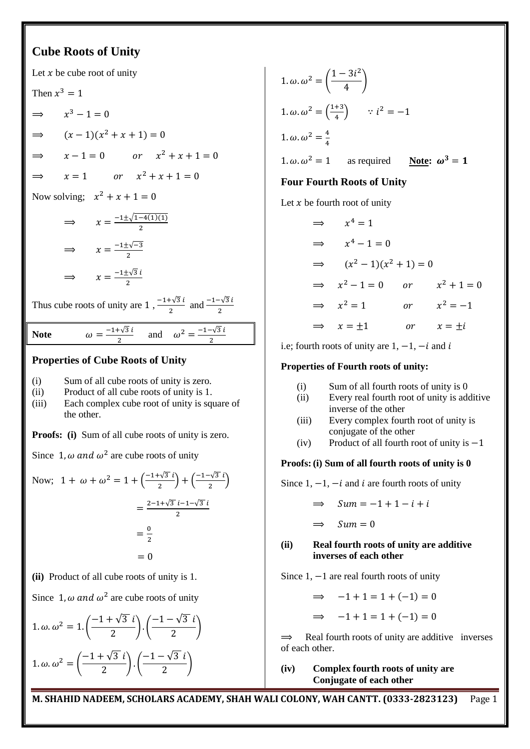# Cube Roots of Unity

Let $x$ be cube root of unity

Then $x^3 = 1$

$\Rightarrow \quad x^3 - 1 = 0$

$\Rightarrow \quad (x-1)(x^2+x+1) = 0$

$\Rightarrow \quad x - 1 = 0 \quad or \quad x^2 + x + 1 = 0$

$\Rightarrow \quad x = 1 \quad or \quad x^2 + x + 1 = 0$

Now solving; $x^2 + x + 1 = 0$

$\Rightarrow \quad x = \frac{-1 \pm \sqrt{1-4(1)(1)}}{2}$

$\Rightarrow \quad x = \frac{-1 \pm \sqrt{-3}}{2}$

$\Rightarrow \quad x = \frac{-1 \pm \sqrt{3}\, i}{2}$

Thus cube roots of unity are 1 , $\frac{-1+\sqrt{3}\, i}{2}$ and $\frac{-1-\sqrt{3}\, i}{2}$

| **Note** $\quad \omega = \frac{-1+\sqrt{3}\, i}{2}$ and $\omega^2 = \frac{-1-\sqrt{3}\, i}{2}$ |
|---|

## Properties of Cube Roots of Unity

(i) Sum of all cube roots of unity is zero.
(ii) Product of all cube roots of unity is 1.
(iii) Each complex cube root of unity is square of the other.

**Proofs: (i)** Sum of all cube roots of unity is zero.

Since $1, \omega$ $and$ $\omega^2$ are cube roots of unity

Now; $1 + \omega + \omega^2 = 1 + \left(\frac{-1+\sqrt{3}\, i}{2}\right) + \left(\frac{-1-\sqrt{3}\, i}{2}\right)$

$= \frac{2-1+\sqrt{3}\, i - 1 - \sqrt{3}\, i}{2}$

$= \frac{0}{2}$

$= 0$

**(ii)** Product of all cube roots of unity is 1.

Since $1, \omega$ $and$ $\omega^2$ are cube roots of unity

$$1.\omega.\omega^2 = 1.\left(\frac{-1+\sqrt{3}\, i}{2}\right).\left(\frac{-1-\sqrt{3}\, i}{2}\right)$$

$$1.\omega.\omega^2 = \left(\frac{-1+\sqrt{3}\, i}{2}\right).\left(\frac{-1-\sqrt{3}\, i}{2}\right)$$

$$1.\omega.\omega^2 = \left(\frac{1-3i^2}{4}\right)$$

$1.\omega.\omega^2 = \left(\frac{1+3}{4}\right) \quad \because i^2 = -1$

$1.\omega.\omega^2 = \frac{4}{4}$

$1.\omega.\omega^2 = 1$ as required **Note: $\omega^3 = 1$**

## Four Fourth Roots of Unity

Let $x$ be fourth root of unity

$\Rightarrow \quad x^4 = 1$

$\Rightarrow \quad x^4 - 1 = 0$

$\Rightarrow \quad (x^2-1)(x^2+1) = 0$

$\Rightarrow \quad x^2 - 1 = 0 \quad or \quad x^2 + 1 = 0$

$\Rightarrow \quad x^2 = 1 \quad or \quad x^2 = -1$

$\Rightarrow \quad x = \pm 1 \quad or \quad x = \pm i$

i.e; fourth roots of unity are $1, -1, -i$ and $i$

### Properties of Fourth roots of unity:

(i) Sum of all fourth roots of unity is 0
(ii) Every real fourth root of unity is additive inverse of the other
(iii) Every complex fourth root of unity is conjugate of the other
(iv) Product of all fourth root of unity is $-1$

**Proofs: (i) Sum of all fourth roots of unity is 0**

Since $1, -1, -i$ and $i$ are fourth roots of unity

$\Rightarrow \quad Sum = -1 + 1 - i + i$

$\Rightarrow \quad Sum = 0$

**(ii) Real fourth roots of unity are additive inverses of each other**

Since $1, -1$ are real fourth roots of unity

$\Rightarrow \quad -1 + 1 = 1 + (-1) = 0$

$\Rightarrow \quad -1 + 1 = 1 + (-1) = 0$

$\Rightarrow$ Real fourth roots of unity are additive inverses of each other.

**(iv) Complex fourth roots of unity are Conjugate of each other**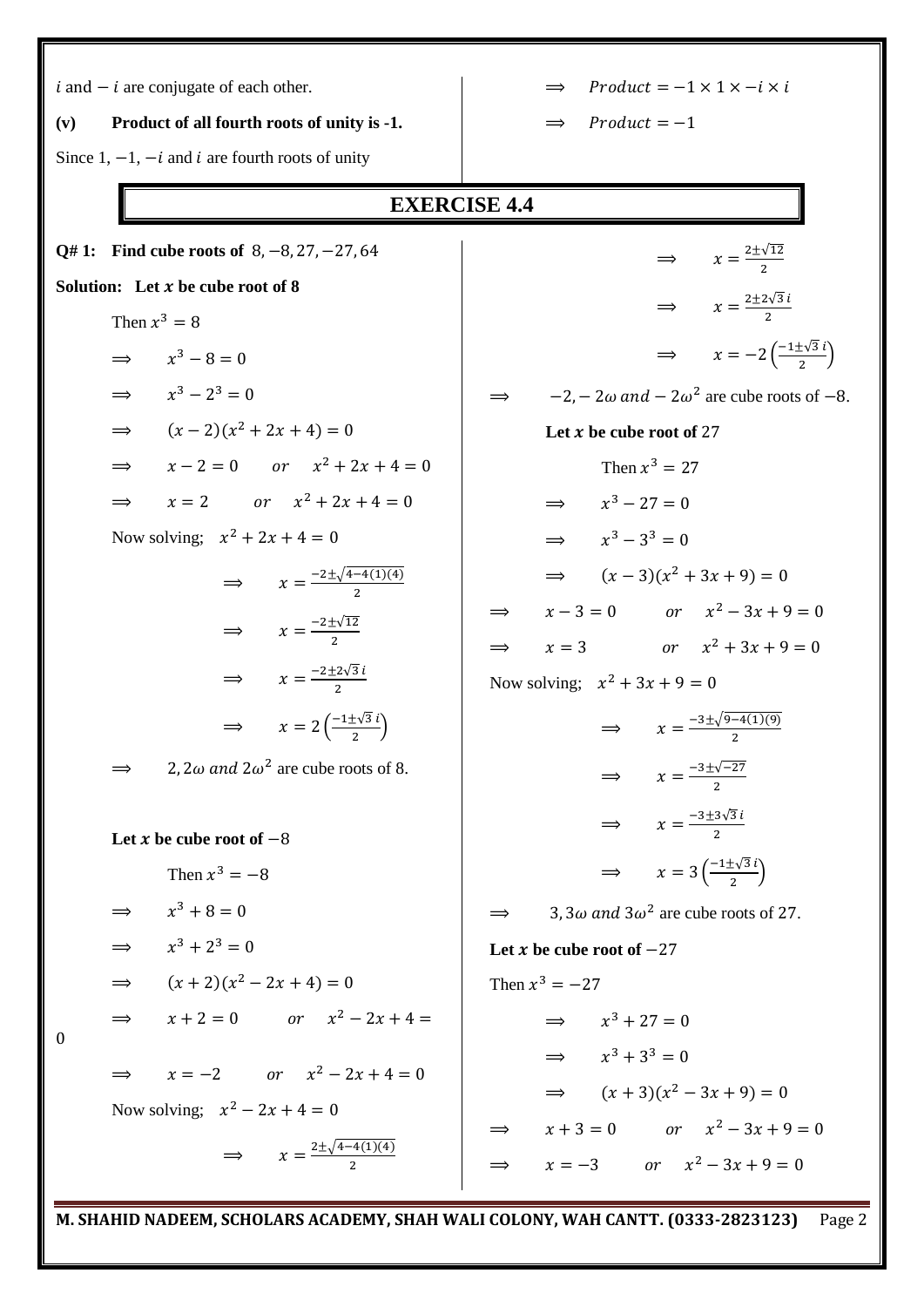$i$ and $-i$ are conjugate of each other.

**(v) Product of all fourth roots of unity is -1.**

Since $1, -1, -i$ and $i$ are fourth roots of unity

$\Rightarrow \quad Product = -1 \times 1 \times -i \times i$

$\Rightarrow \quad Product = -1$

## EXERCISE 4.4

**Q# 1: Find cube roots of** $8, -8, 27, -27, 64$

**Solution: Let $x$ be cube root of 8**

Then $x^3 = 8$

$\Rightarrow \quad x^3 - 8 = 0$

$\Rightarrow \quad x^3 - 2^3 = 0$

$\Rightarrow \quad (x-2)(x^2 + 2x + 4) = 0$

$\Rightarrow \quad x - 2 = 0 \quad or \quad x^2 + 2x + 4 = 0$

$\Rightarrow \quad x = 2 \quad or \quad x^2 + 2x + 4 = 0$

Now solving; $\quad x^2 + 2x + 4 = 0$

$\Rightarrow \quad x = \frac{-2 \pm \sqrt{4-4(1)(4)}}{2}$

$\Rightarrow \quad x = \frac{-2 \pm \sqrt{12}}{2}$

$\Rightarrow \quad x = \frac{-2 \pm 2\sqrt{3}\,i}{2}$

$\Rightarrow \quad x = 2\left(\frac{-1 \pm \sqrt{3}\,i}{2}\right)$

$\Rightarrow \quad 2, 2\omega \; and \; 2\omega^2$ are cube roots of 8.

**Let $x$ be cube root of $-8$**

Then $x^3 = -8$

$\Rightarrow \quad x^3 + 8 = 0$

$\Rightarrow \quad x^3 + 2^3 = 0$

$\Rightarrow \quad (x+2)(x^2 - 2x + 4) = 0$

$\Rightarrow \quad x + 2 = 0 \quad or \quad x^2 - 2x + 4 = 0$

$\Rightarrow \quad x = -2 \quad or \quad x^2 - 2x + 4 = 0$

Now solving; $\quad x^2 - 2x + 4 = 0$

$\Rightarrow \quad x = \frac{2 \pm \sqrt{4-4(1)(4)}}{2}$

$\Rightarrow \quad x = \frac{2 \pm \sqrt{12}}{2}$

$\Rightarrow \quad x = \frac{2 \pm 2\sqrt{3}\,i}{2}$

$\Rightarrow \quad x = -2\left(\frac{-1 \pm \sqrt{3}\,i}{2}\right)$

$\Rightarrow \quad -2, -2\omega \; and \; -2\omega^2$ are cube roots of $-8$.

**Let $x$ be cube root of** $27$

Then $x^3 = 27$

$\Rightarrow \quad x^3 - 27 = 0$

$\Rightarrow \quad x^3 - 3^3 = 0$

$\Rightarrow \quad (x-3)(x^2 + 3x + 9) = 0$

$\Rightarrow \quad x - 3 = 0 \quad or \quad x^2 - 3x + 9 = 0$

$\Rightarrow \quad x = 3 \quad or \quad x^2 + 3x + 9 = 0$

Now solving; $\quad x^2 + 3x + 9 = 0$

$\Rightarrow \quad x = \frac{-3 \pm \sqrt{9-4(1)(9)}}{2}$

$\Rightarrow \quad x = \frac{-3 \pm \sqrt{-27}}{2}$

$\Rightarrow \quad x = \frac{-3 \pm 3\sqrt{3}\,i}{2}$

$\Rightarrow \quad x = 3\left(\frac{-1 \pm \sqrt{3}\,i}{2}\right)$

$\Rightarrow \quad 3, 3\omega \; and \; 3\omega^2$ are cube roots of $27$.

**Let $x$ be cube root of $-27$**

Then $x^3 = -27$

$\Rightarrow \quad x^3 + 27 = 0$

$\Rightarrow \quad x^3 + 3^3 = 0$

$\Rightarrow \quad (x+3)(x^2 - 3x + 9) = 0$

$\Rightarrow \quad x + 3 = 0 \quad or \quad x^2 - 3x + 9 = 0$

$\Rightarrow \quad x = -3 \quad or \quad x^2 - 3x + 9 = 0$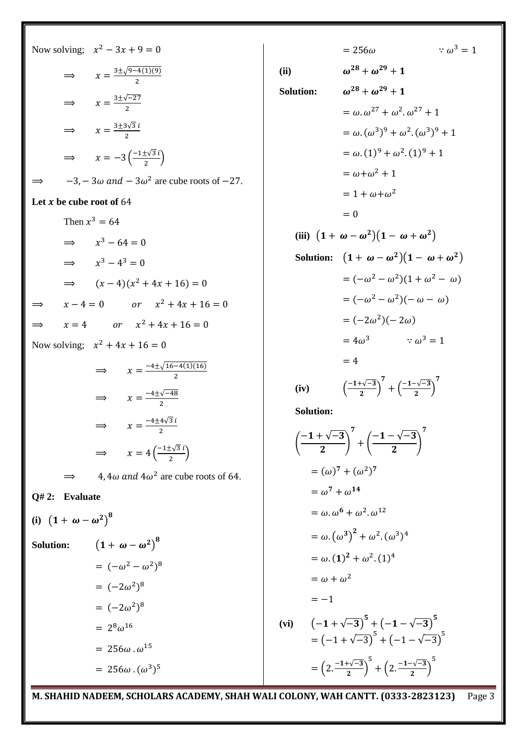Now solving; $x^2 - 3x + 9 = 0$

$\Longrightarrow \quad x = \frac{3 \pm \sqrt{9-4(1)(9)}}{2}$

$\Longrightarrow \quad x = \frac{3 \pm \sqrt{-27}}{2}$

$\Longrightarrow \quad x = \frac{3 \pm 3\sqrt{3}\, i}{2}$

$\Longrightarrow \quad x = -3\left(\frac{-1 \pm \sqrt{3}\, i}{2}\right)$

$\Longrightarrow \quad -3, -3\omega \; and \; -3\omega^2$ are cube roots of $-27$.

**Let $x$ be cube root of** $64$

Then $x^3 = 64$

$\Longrightarrow \quad x^3 - 64 = 0$

$\Longrightarrow \quad x^3 - 4^3 = 0$

$\Longrightarrow \quad (x-4)(x^2 + 4x + 16) = 0$

$\Longrightarrow \quad x - 4 = 0 \quad or \quad x^2 + 4x + 16 = 0$

$\Longrightarrow \quad x = 4 \quad or \quad x^2 + 4x + 16 = 0$

Now solving; $x^2 + 4x + 16 = 0$

$\Longrightarrow \quad x = \frac{-4 \pm \sqrt{16-4(1)(16)}}{2}$

$\Longrightarrow \quad x = \frac{-4 \pm \sqrt{-48}}{2}$

$\Longrightarrow \quad x = \frac{-4 \pm 4\sqrt{3}\, i}{2}$

$\Longrightarrow \quad x = 4\left(\frac{-1 \pm \sqrt{3}\, i}{2}\right)$

$\Longrightarrow \quad 4, 4\omega \; and \; 4\omega^2$ are cube roots of 64.

**Q# 2: Evaluate**

**(i)** $\boldsymbol{(1 + \omega - \omega^2)^8}$

**Solution:** $(1 + \omega - \omega^2)^8$

$= (-\omega^2 - \omega^2)^8$

$= (-2\omega^2)^8$

$= (-2\omega^2)^8$

$= 2^8 \omega^{16}$

$= 256\omega \,.\, \omega^{15}$

$= 256\omega \,.\, (\omega^3)^5$

$= 256\omega \qquad \because \omega^3 = 1$

**(ii)** $\boldsymbol{\omega^{28} + \omega^{29} + 1}$

**Solution:** $\omega^{28} + \omega^{29} + 1$

$= \omega.\omega^{27} + \omega^2.\omega^{27} + 1$

$= \omega.(\omega^3)^9 + \omega^2.(\omega^3)^9 + 1$

$= \omega.(1)^9 + \omega^2.(1)^9 + 1$

$= \omega + \omega^2 + 1$

$= 1 + \omega + \omega^2$

$= 0$

**(iii)** $\boldsymbol{(1 + \omega - \omega^2)(1 - \omega + \omega^2)}$

**Solution:** $(1 + \omega - \omega^2)(1 - \omega + \omega^2)$

$= (-\omega^2 - \omega^2)(1 + \omega^2 - \omega)$

$= (-\omega^2 - \omega^2)(-\omega - \omega)$

$= (-2\omega^2)(-2\omega)$

$= 4\omega^3 \qquad \because \omega^3 = 1$

$= 4$

**(iv)** $\boldsymbol{\left(\frac{-1+\sqrt{-3}}{2}\right)^7 + \left(\frac{-1-\sqrt{-3}}{2}\right)^7}$

**Solution:**

$$\left(\frac{-1+\sqrt{-3}}{2}\right)^7 + \left(\frac{-1-\sqrt{-3}}{2}\right)^7$$

$= (\omega)^7 + (\omega^2)^7$

$= \omega^7 + \omega^{14}$

$= \omega.\omega^6 + \omega^2.\omega^{12}$

$= \omega.(\omega^3)^2 + \omega^2.(\omega^3)^4$

$= \omega.(1)^2 + \omega^2.(1)^4$

$= \omega + \omega^2$

$= -1$

**(vi)** $\boldsymbol{(-1+\sqrt{-3})^5 + (-1-\sqrt{-3})^5}$

$= (-1+\sqrt{-3})^5 + (-1-\sqrt{-3})^5$

$= \left(2.\frac{-1+\sqrt{-3}}{2}\right)^5 + \left(2.\frac{-1-\sqrt{-3}}{2}\right)^5$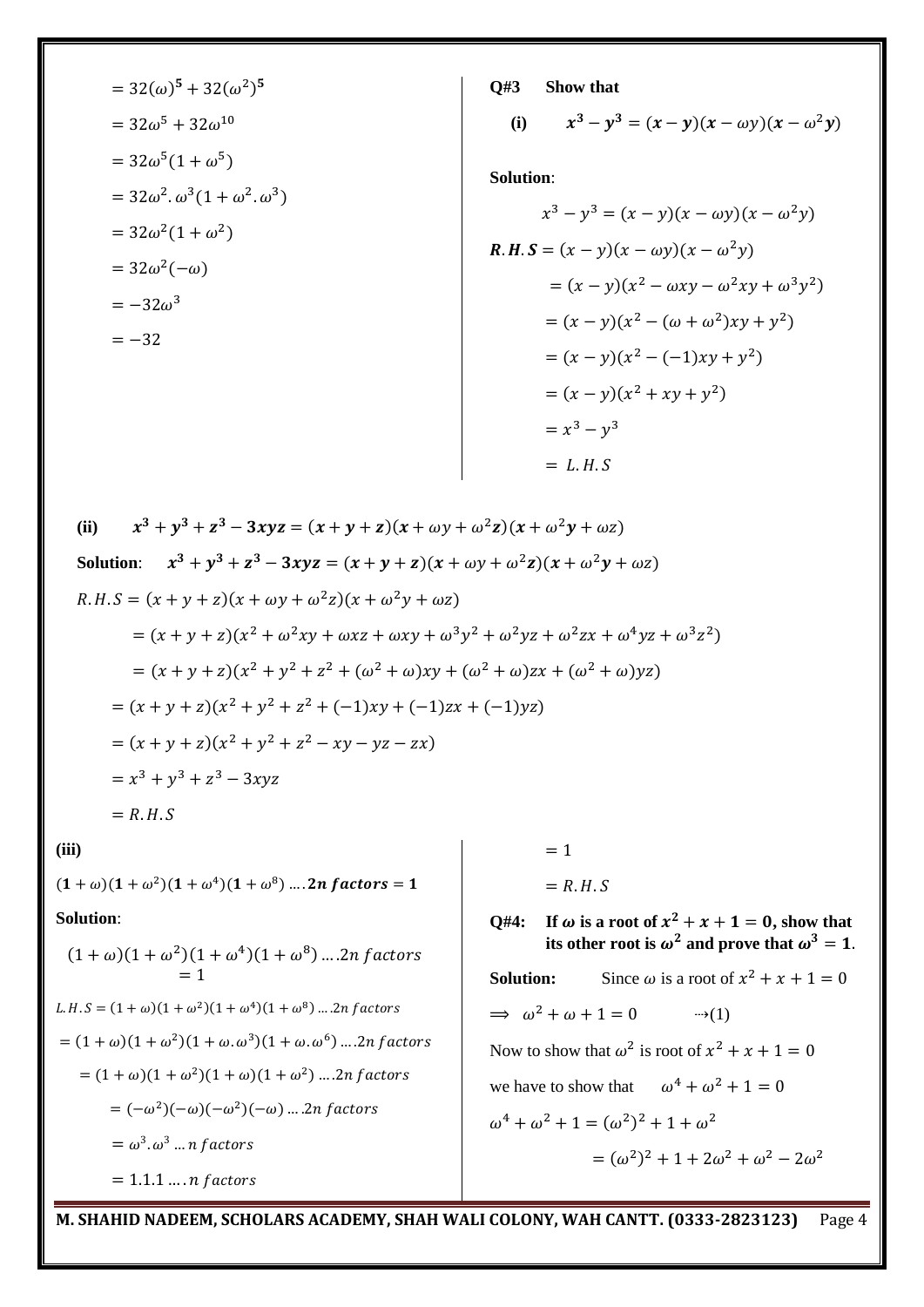$= 32(\omega)^5 + 32(\omega^2)^5$

$= 32\omega^5 + 32\omega^{10}$

$= 32\omega^5(1 + \omega^5)$

$= 32\omega^2.\omega^3(1 + \omega^2.\omega^3)$

$= 32\omega^2(1 + \omega^2)$

$= 32\omega^2(-\omega)$

$= -32\omega^3$

$= -32$

**Q#3 Show that**

**(i)** $\boldsymbol{x^3 - y^3 = (x - y)(x - \omega y)(x - \omega^2 y)}$

**Solution**:

$$x^3 - y^3 = (x - y)(x - \omega y)(x - \omega^2 y)$$

$\boldsymbol{R.H.S} = (x - y)(x - \omega y)(x - \omega^2 y)$

$= (x - y)(x^2 - \omega xy - \omega^2 xy + \omega^3 y^2)$

$= (x - y)(x^2 - (\omega + \omega^2)xy + y^2)$

$= (x - y)(x^2 - (-1)xy + y^2)$

$= (x - y)(x^2 + xy + y^2)$

$= x^3 - y^3$

$= L.H.S$

**(ii)** $\boldsymbol{x^3 + y^3 + z^3 - 3xyz = (x + y + z)(x + \omega y + \omega^2 z)(x + \omega^2 y + \omega z)}$

**Solution**: $\boldsymbol{x^3 + y^3 + z^3 - 3xyz = (x + y + z)(x + \omega y + \omega^2 z)(x + \omega^2 y + \omega z)}$

$R.H.S = (x + y + z)(x + \omega y + \omega^2 z)(x + \omega^2 y + \omega z)$

$= (x + y + z)(x^2 + \omega^2 xy + \omega xz + \omega xy + \omega^3 y^2 + \omega^2 yz + \omega^2 zx + \omega^4 yz + \omega^3 z^2)$

$= (x + y + z)(x^2 + y^2 + z^2 + (\omega^2 + \omega)xy + (\omega^2 + \omega)zx + (\omega^2 + \omega)yz)$

$= (x + y + z)(x^2 + y^2 + z^2 + (-1)xy + (-1)zx + (-1)yz)$

$= (x + y + z)(x^2 + y^2 + z^2 - xy - yz - zx)$

$= x^3 + y^3 + z^3 - 3xyz$

$= R.H.S$

**(iii)**

$\boldsymbol{(1 + \omega)(1 + \omega^2)(1 + \omega^4)(1 + \omega^8) \ldots .2n\ factors = 1}$

**Solution**:

$$(1 + \omega)(1 + \omega^2)(1 + \omega^4)(1 + \omega^8) \ldots .2n\ factors = 1$$

$L.H.S = (1 + \omega)(1 + \omega^2)(1 + \omega^4)(1 + \omega^8) \ldots .2n\ factors$

$= (1 + \omega)(1 + \omega^2)(1 + \omega.\omega^3)(1 + \omega.\omega^6) \ldots .2n\ factors$

$= (1 + \omega)(1 + \omega^2)(1 + \omega)(1 + \omega^2) \ldots .2n\ factors$

$= (-\omega^2)(-\omega)(-\omega^2)(-\omega) \ldots .2n\ factors$

$= \omega^3.\omega^3 \ldots n\ factors$

$= 1.1.1 \ldots .n\ factors$

$= 1$

$= R.H.S$

**Q#4: If $\boldsymbol{\omega}$ is a root of $\boldsymbol{x^2 + x + 1 = 0}$, show that its other root is $\boldsymbol{\omega^2}$ and prove that $\boldsymbol{\omega^3 = 1}$.**

**Solution:** Since $\omega$ is a root of $x^2 + x + 1 = 0$

$\Longrightarrow \ \omega^2 + \omega + 1 = 0 \qquad \to(1)$

Now to show that $\omega^2$ is root of $x^2 + x + 1 = 0$

we have to show that $\quad \omega^4 + \omega^2 + 1 = 0$

$\omega^4 + \omega^2 + 1 = (\omega^2)^2 + 1 + \omega^2$

$= (\omega^2)^2 + 1 + 2\omega^2 + \omega^2 - 2\omega^2$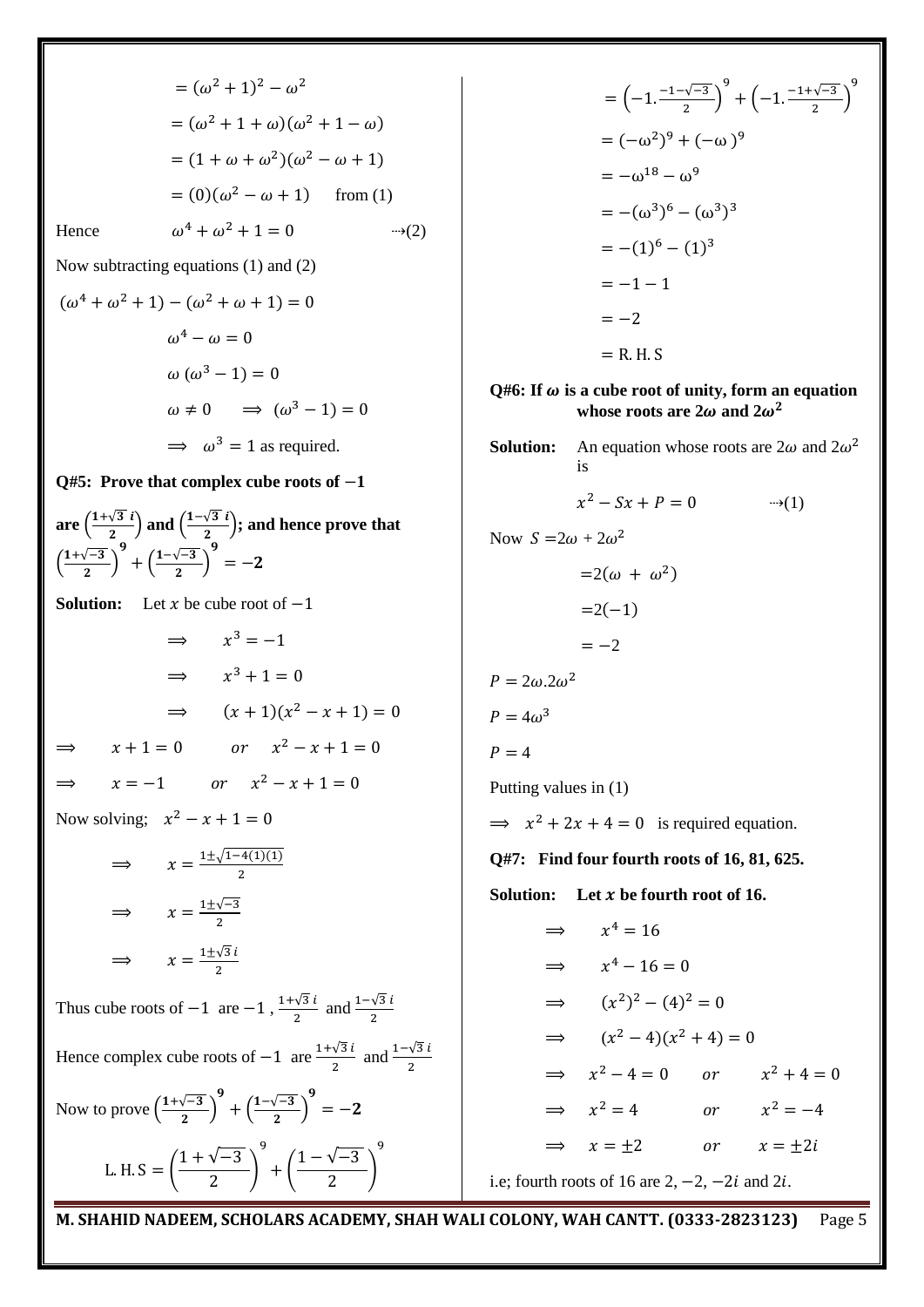$$= (\omega^2+1)^2 - \omega^2$$

$$= (\omega^2+1+\omega)(\omega^2+1-\omega)$$

$$= (1+\omega+\omega^2)(\omega^2-\omega+1)$$

$$= (0)(\omega^2-\omega+1) \quad \text{from (1)}$$

Hence $\qquad \omega^4+\omega^2+1 = 0 \qquad \rightarrow(2)$

Now subtracting equations (1) and (2)

$$(\omega^4+\omega^2+1) - (\omega^2+\omega+1) = 0$$

$$\omega^4 - \omega = 0$$

$$\omega(\omega^3-1) = 0$$

$$\omega \neq 0 \quad \Rightarrow (\omega^3-1) = 0$$

$$\Rightarrow \quad \omega^3 = 1 \text{ as required.}$$

**Q#5: Prove that complex cube roots of $-1$ are $\left(\frac{1+\sqrt{3}\,i}{2}\right)$ and $\left(\frac{1-\sqrt{3}\,i}{2}\right)$; and hence prove that $\left(\frac{1+\sqrt{-3}}{2}\right)^9 + \left(\frac{1-\sqrt{-3}}{2}\right)^9 = -2$**

**Solution:** Let $x$ be cube root of $-1$

$$\Rightarrow \quad x^3 = -1$$

$$\Rightarrow \quad x^3+1 = 0$$

$$\Rightarrow \quad (x+1)(x^2-x+1) = 0$$

$$\Rightarrow \quad x+1 = 0 \quad or \quad x^2-x+1 = 0$$

$$\Rightarrow \quad x = -1 \quad or \quad x^2-x+1 = 0$$

Now solving; $\quad x^2-x+1 = 0$

$$\Rightarrow \quad x = \frac{1\pm\sqrt{1-4(1)(1)}}{2}$$

$$\Rightarrow \quad x = \frac{1\pm\sqrt{-3}}{2}$$

$$\Rightarrow \quad x = \frac{1\pm\sqrt{3}\,i}{2}$$

Thus cube roots of $-1$ are $-1$, $\frac{1+\sqrt{3}\,i}{2}$ and $\frac{1-\sqrt{3}\,i}{2}$

Hence complex cube roots of $-1$ are $\frac{1+\sqrt{3}\,i}{2}$ and $\frac{1-\sqrt{3}\,i}{2}$

Now to prove $\left(\frac{1+\sqrt{-3}}{2}\right)^9 + \left(\frac{1-\sqrt{-3}}{2}\right)^9 = -2$

$$\text{L.H.S} = \left(\frac{1+\sqrt{-3}}{2}\right)^9 + \left(\frac{1-\sqrt{-3}}{2}\right)^9$$

$$= \left(-1.\frac{-1-\sqrt{-3}}{2}\right)^9 + \left(-1.\frac{-1+\sqrt{-3}}{2}\right)^9$$

$$= (-\omega^2)^9 + (-\omega)^9$$

$$= -\omega^{18} - \omega^9$$

$$= -(\omega^3)^6 - (\omega^3)^3$$

$$= -(1)^6 - (1)^3$$

$$= -1-1$$

$$= -2$$

$$= \text{R.H.S}$$

**Q#6: If $\omega$ is a cube root of unity, form an equation whose roots are $2\omega$ and $2\omega^2$**

**Solution:** An equation whose roots are $2\omega$ and $2\omega^2$ is

$$x^2 - Sx + P = 0 \qquad \rightarrow(1)$$

Now $S = 2\omega + 2\omega^2$

$$= 2(\omega + \omega^2)$$

$$= 2(-1)$$

$$= -2$$

$P = 2\omega.2\omega^2$

$P = 4\omega^3$

$P = 4$

Putting values in (1)

$\Rightarrow \quad x^2+2x+4 = 0$ is required equation.

**Q#7: Find four fourth roots of 16, 81, 625.**

**Solution: Let $x$ be fourth root of 16.**

$$\Rightarrow \quad x^4 = 16$$

$$\Rightarrow \quad x^4 - 16 = 0$$

$$\Rightarrow \quad (x^2)^2 - (4)^2 = 0$$

$$\Rightarrow \quad (x^2-4)(x^2+4) = 0$$

$$\Rightarrow \quad x^2-4 = 0 \quad or \quad x^2+4 = 0$$

$$\Rightarrow \quad x^2 = 4 \quad or \quad x^2 = -4$$

$$\Rightarrow \quad x = \pm 2 \quad or \quad x = \pm 2i$$

i.e; fourth roots of 16 are $2, -2, -2i$ and $2i$.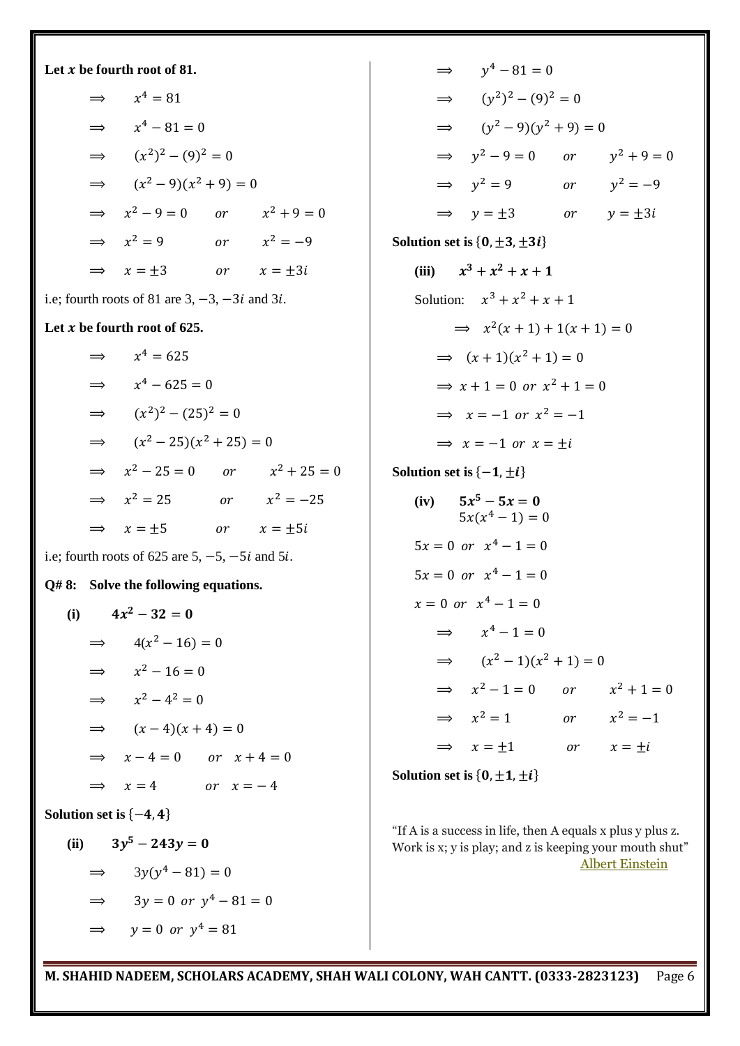**Let $x$ be fourth root of 81.**

$$\Rightarrow \quad x^4 = 81$$

$$\Rightarrow \quad x^4 - 81 = 0$$

$$\Rightarrow \quad (x^2)^2 - (9)^2 = 0$$

$$\Rightarrow \quad (x^2 - 9)(x^2 + 9) = 0$$

$$\Rightarrow \quad x^2 - 9 = 0 \quad or \quad x^2 + 9 = 0$$

$$\Rightarrow \quad x^2 = 9 \quad or \quad x^2 = -9$$

$$\Rightarrow \quad x = \pm 3 \quad or \quad x = \pm 3i$$

i.e; fourth roots of 81 are $3, -3, -3i$ and $3i$.

**Let $x$ be fourth root of 625.**

$$\Rightarrow \quad x^4 = 625$$

$$\Rightarrow \quad x^4 - 625 = 0$$

$$\Rightarrow \quad (x^2)^2 - (25)^2 = 0$$

$$\Rightarrow \quad (x^2 - 25)(x^2 + 25) = 0$$

$$\Rightarrow \quad x^2 - 25 = 0 \quad or \quad x^2 + 25 = 0$$

$$\Rightarrow \quad x^2 = 25 \quad or \quad x^2 = -25$$

$$\Rightarrow \quad x = \pm 5 \quad or \quad x = \pm 5i$$

i.e; fourth roots of 625 are $5, -5, -5i$ and $5i$.

**Q# 8: Solve the following equations.**

**(i)** $\boldsymbol{4x^2 - 32 = 0}$

$$\Rightarrow \quad 4(x^2 - 16) = 0$$

$$\Rightarrow \quad x^2 - 16 = 0$$

$$\Rightarrow \quad x^2 - 4^2 = 0$$

$$\Rightarrow \quad (x - 4)(x + 4) = 0$$

$$\Rightarrow \quad x - 4 = 0 \quad or \quad x + 4 = 0$$

$$\Rightarrow \quad x = 4 \quad or \quad x = -4$$

**Solution set is** $\{-4, 4\}$

**(ii)** $\boldsymbol{3y^5 - 243y = 0}$

$$\Rightarrow \quad 3y(y^4 - 81) = 0$$

$$\Rightarrow \quad 3y = 0 \ or \ y^4 - 81 = 0$$

$$\Rightarrow \quad y = 0 \ or \ y^4 = 81$$

$$\Rightarrow \quad y^4 - 81 = 0$$

$$\Rightarrow \quad (y^2)^2 - (9)^2 = 0$$

$$\Rightarrow \quad (y^2 - 9)(y^2 + 9) = 0$$

$$\Rightarrow \quad y^2 - 9 = 0 \quad or \quad y^2 + 9 = 0$$

$$\Rightarrow \quad y^2 = 9 \quad or \quad y^2 = -9$$

$$\Rightarrow \quad y = \pm 3 \quad or \quad y = \pm 3i$$

**Solution set is** $\{0, \pm 3, \pm 3i\}$

**(iii)** $\boldsymbol{x^3 + x^2 + x + 1}$

Solution: $x^3 + x^2 + x + 1$

$$\Rightarrow \quad x^2(x + 1) + 1(x + 1) = 0$$

$$\Rightarrow \quad (x + 1)(x^2 + 1) = 0$$

$$\Rightarrow \quad x + 1 = 0 \ or \ x^2 + 1 = 0$$

$$\Rightarrow \quad x = -1 \ or \ x^2 = -1$$

$$\Rightarrow \quad x = -1 \ or \ x = \pm i$$

**Solution set is** $\{-1, \pm i\}$

**(iv)** $\boldsymbol{5x^5 - 5x = 0}$

$$5x(x^4 - 1) = 0$$

$$5x = 0 \ or \ x^4 - 1 = 0$$

$$5x = 0 \ or \ x^4 - 1 = 0$$

$$x = 0 \ or \ x^4 - 1 = 0$$

$$\Rightarrow \quad x^4 - 1 = 0$$

$$\Rightarrow \quad (x^2 - 1)(x^2 + 1) = 0$$

$$\Rightarrow \quad x^2 - 1 = 0 \quad or \quad x^2 + 1 = 0$$

$$\Rightarrow \quad x^2 = 1 \quad or \quad x^2 = -1$$

$$\Rightarrow \quad x = \pm 1 \quad or \quad x = \pm i$$

**Solution set is** $\{0, \pm 1, \pm i\}$

"If A is a success in life, then A equals x plus y plus z. Work is x; y is play; and z is keeping your mouth shut"
Albert Einstein